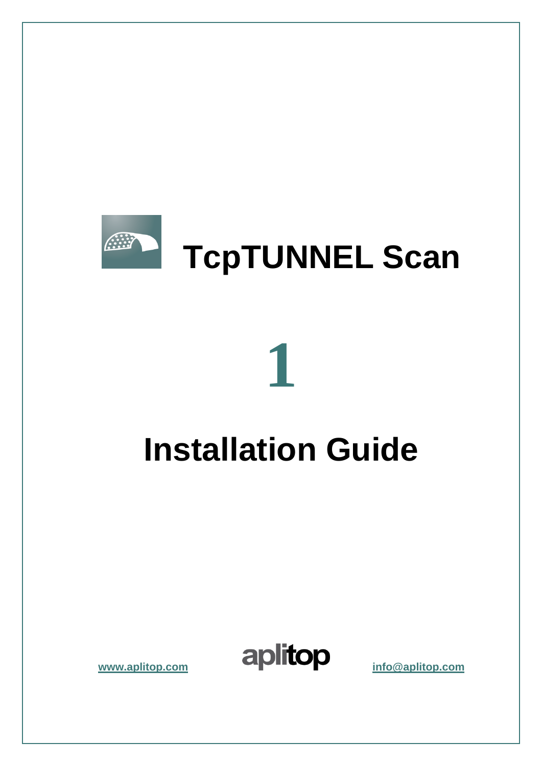# TcpTUNNEL Scan

# 1

# Installation Guide

www.aplitop.com

aplitop

info@aplitop.com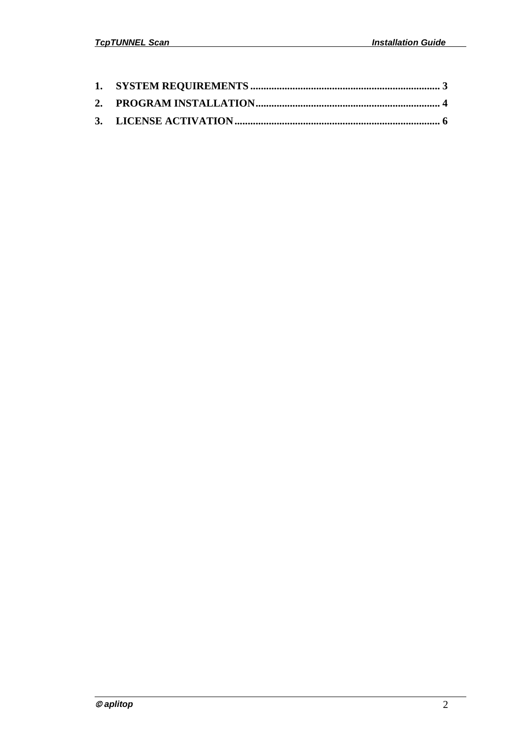**1. SYSTEM REQUIREMENTS ........................................................................ 3**

**2. PROGRAM INSTALLATION..................................................................... 4**

**3. LICENSE ACTIVATION............................................................................. 6**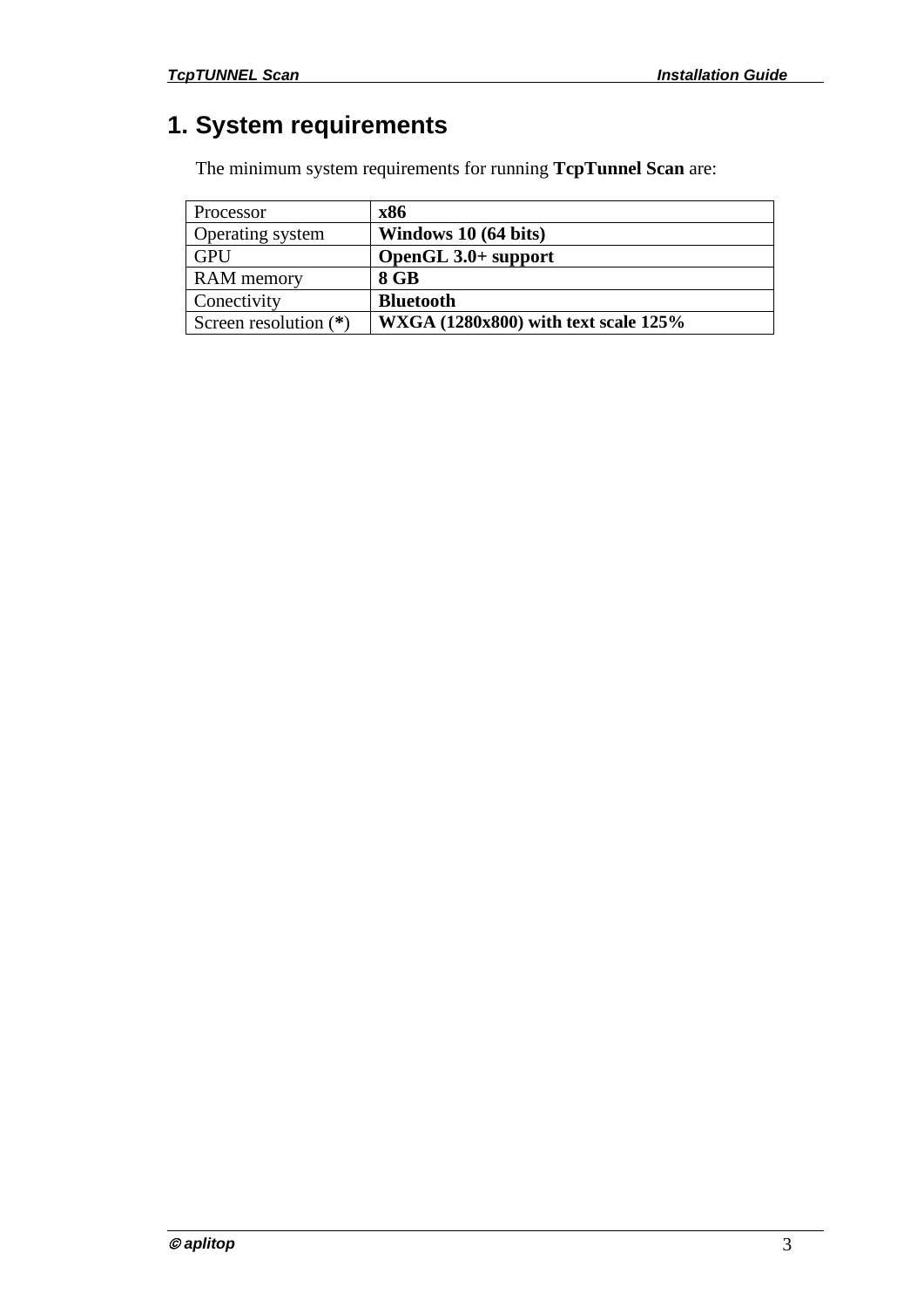# 1. System requirements

The minimum system requirements for running **TcpTunnel Scan** are:

| Processor | **x86** |
|---|---|
| Operating system | **Windows 10 (64 bits)** |
| GPU | **OpenGL 3.0+ support** |
| RAM memory | **8 GB** |
| Conectivity | **Bluetooth** |
| Screen resolution (**\***) | **WXGA (1280x800) with text scale 125%** |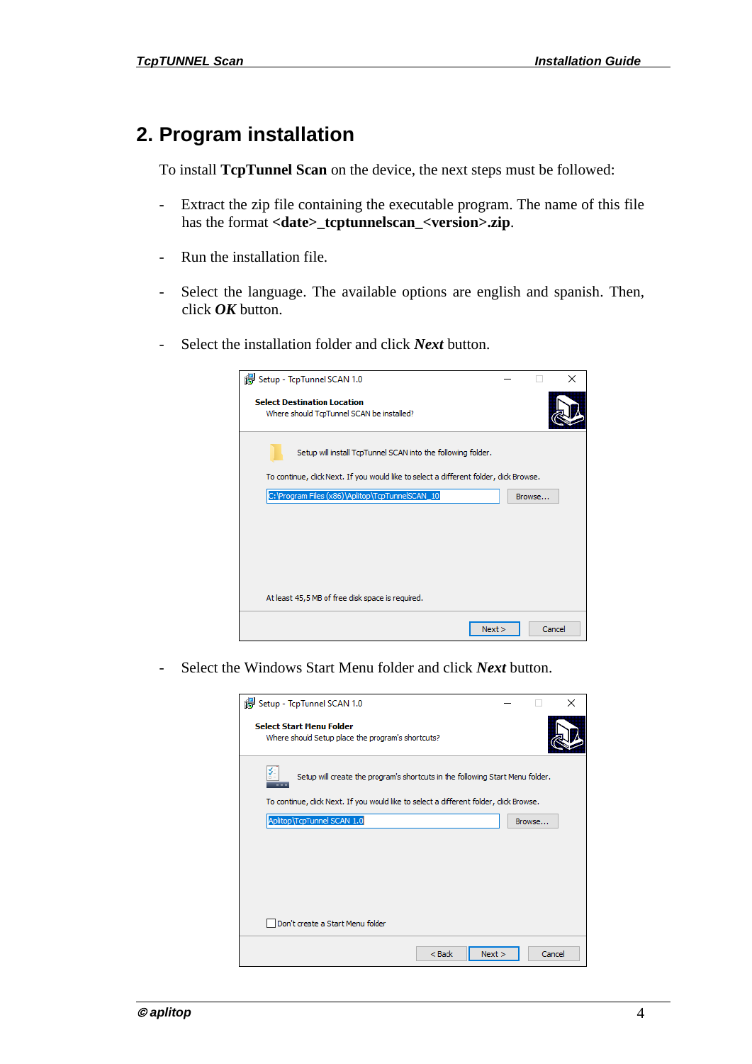## 2. Program installation

To install **TcpTunnel Scan** on the device, the next steps must be followed:

- Extract the zip file containing the executable program. The name of this file has the format **<date>_tcptunnelscan_<version>.zip**.

- Run the installation file.

- Select the language. The available options are english and spanish. Then, click ***OK*** button.

- Select the installation folder and click ***Next*** button.

- Select the Windows Start Menu folder and click ***Next*** button.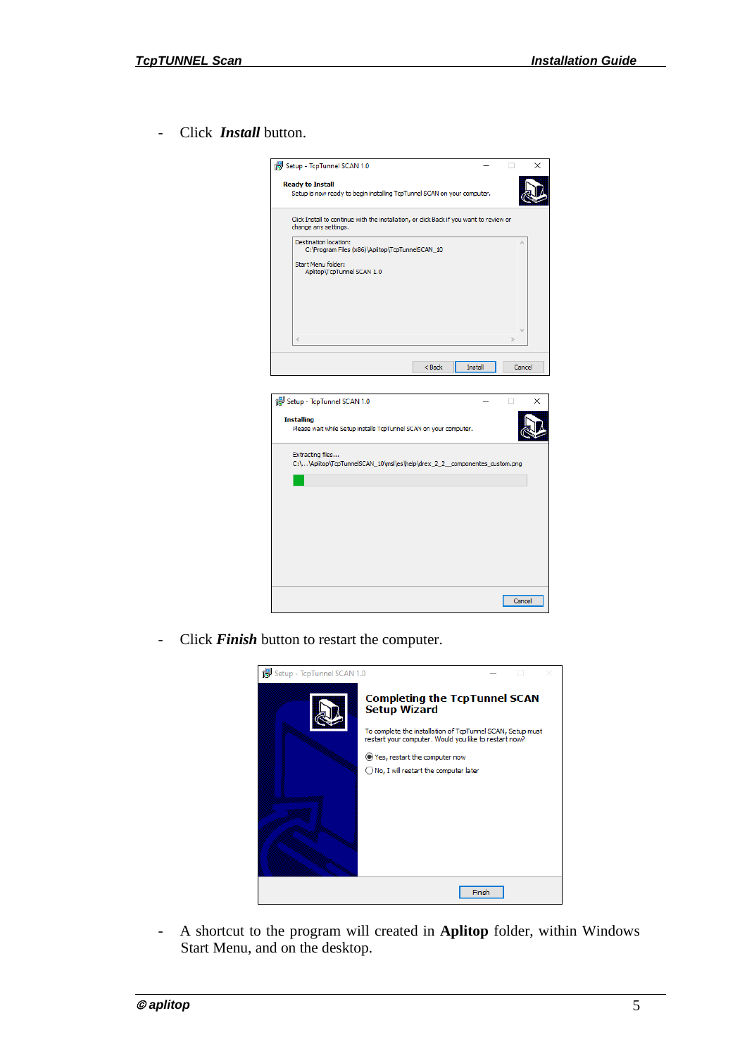- Click ***Install*** button.

- Click ***Finish*** button to restart the computer.

- A shortcut to the program will created in **Aplitop** folder, within Windows Start Menu, and on the desktop.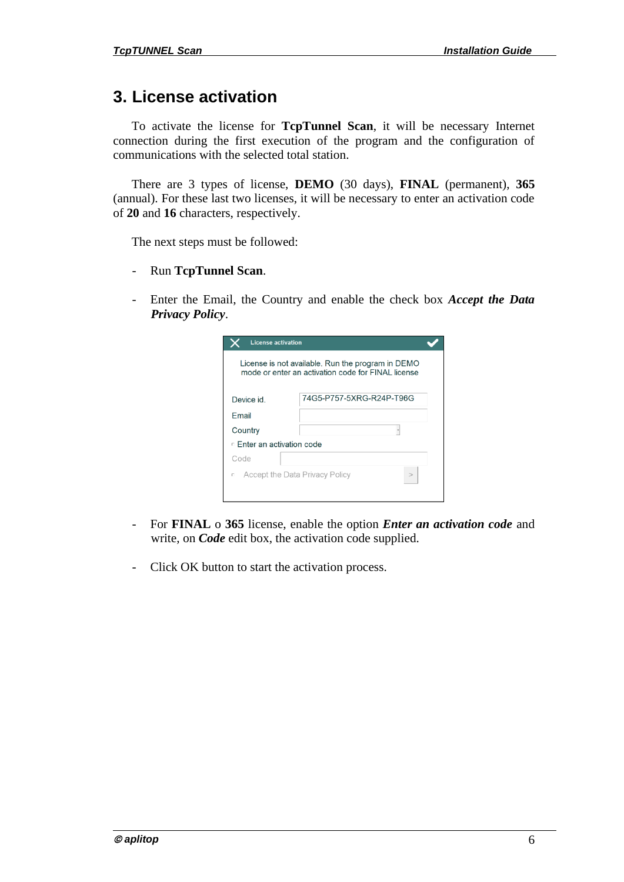# 3. License activation

To activate the license for **TcpTunnel Scan**, it will be necessary Internet connection during the first execution of the program and the configuration of communications with the selected total station.

There are 3 types of license, **DEMO** (30 days), **FINAL** (permanent), **365** (annual). For these last two licenses, it will be necessary to enter an activation code of **20** and **16** characters, respectively.

The next steps must be followed:

- Run **TcpTunnel Scan**.
- Enter the Email, the Country and enable the check box ***Accept the Data Privacy Policy***.

License activation

License is not available. Run the program in DEMO mode or enter an activation code for FINAL license

Device id. 74G5-P757-5XRG-R24P-T96G

Email

Country

Enter an activation code

Code

Accept the Data Privacy Policy

- For **FINAL** o **365** license, enable the option ***Enter an activation code*** and write, on ***Code*** edit box, the activation code supplied.
- Click OK button to start the activation process.